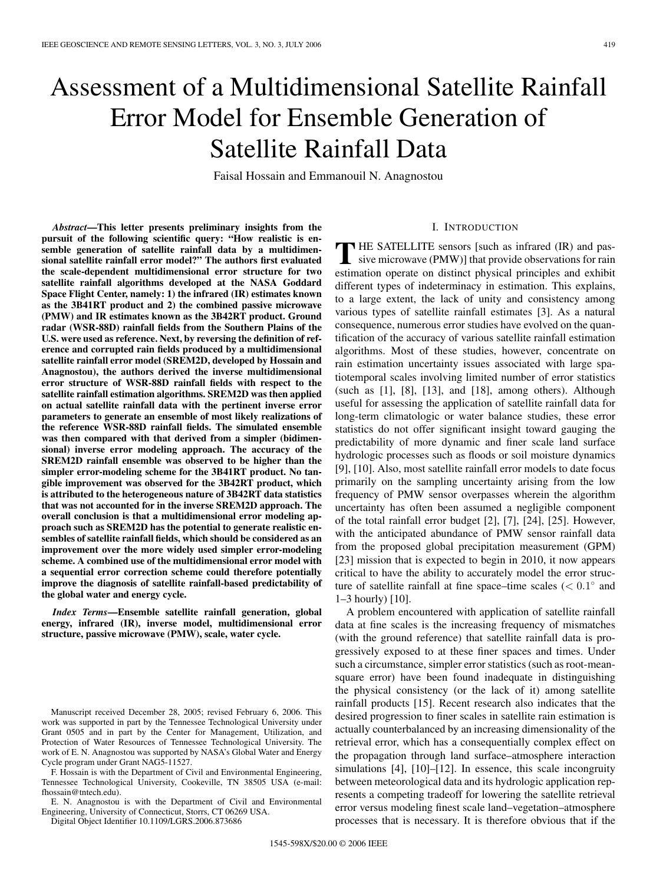# Assessment of a Multidimensional Satellite Rainfall Error Model for Ensemble Generation of Satellite Rainfall Data

Faisal Hossain and Emmanouil N. Anagnostou

***Abstract*—This letter presents preliminary insights from the pursuit of the following scientific query: "How realistic is ensemble generation of satellite rainfall data by a multidimensional satellite rainfall error model?" The authors first evaluated the scale-dependent multidimensional error structure for two satellite rainfall algorithms developed at the NASA Goddard Space Flight Center, namely: 1) the infrared (IR) estimates known as the 3B41RT product and 2) the combined passive microwave (PMW) and IR estimates known as the 3B42RT product. Ground radar (WSR-88D) rainfall fields from the Southern Plains of the U.S. were used as reference. Next, by reversing the definition of reference and corrupted rain fields produced by a multidimensional satellite rainfall error model (SREM2D, developed by Hossain and Anagnostou), the authors derived the inverse multidimensional error structure of WSR-88D rainfall fields with respect to the satellite rainfall estimation algorithms. SREM2D was then applied on actual satellite rainfall data with the pertinent inverse error parameters to generate an ensemble of most likely realizations of the reference WSR-88D rainfall fields. The simulated ensemble was then compared with that derived from a simpler (bidimensional) inverse error modeling approach. The accuracy of the SREM2D rainfall ensemble was observed to be higher than the simpler error-modeling scheme for the 3B41RT product. No tangible improvement was observed for the 3B42RT product, which is attributed to the heterogeneous nature of 3B42RT data statistics that was not accounted for in the inverse SREM2D approach. The overall conclusion is that a multidimensional error modeling approach such as SREM2D has the potential to generate realistic ensembles of satellite rainfall fields, which should be considered as an improvement over the more widely used simpler error-modeling scheme. A combined use of the multidimensional error model with a sequential error correction scheme could therefore potentially improve the diagnosis of satellite rainfall-based predictability of the global water and energy cycle.**

***Index Terms*—Ensemble satellite rainfall generation, global energy, infrared (IR), inverse model, multidimensional error structure, passive microwave (PMW), scale, water cycle.**

Manuscript received December 28, 2005; revised February 6, 2006. This work was supported in part by the Tennessee Technological University under Grant 0505 and in part by the Center for Management, Utilization, and Protection of Water Resources of Tennessee Technological University. The work of E. N. Anagnostou was supported by NASA's Global Water and Energy Cycle program under Grant NAG5-11527.

F. Hossain is with the Department of Civil and Environmental Engineering, Tennessee Technological University, Cookeville, TN 38505 USA (e-mail: fhossain@tntech.edu).

E. N. Anagnostou is with the Department of Civil and Environmental Engineering, University of Connecticut, Storrs, CT 06269 USA.

Digital Object Identifier 10.1109/LGRS.2006.873686

## I. Introduction

THE SATELLITE sensors [such as infrared (IR) and passive microwave (PMW)] that provide observations for rain estimation operate on distinct physical principles and exhibit different types of indeterminacy in estimation. This explains, to a large extent, the lack of unity and consistency among various types of satellite rainfall estimates [3]. As a natural consequence, numerous error studies have evolved on the quantification of the accuracy of various satellite rainfall estimation algorithms. Most of these studies, however, concentrate on rain estimation uncertainty issues associated with large spatiotemporal scales involving limited number of error statistics (such as [1], [8], [13], and [18], among others). Although useful for assessing the application of satellite rainfall data for long-term climatologic or water balance studies, these error statistics do not offer significant insight toward gauging the predictability of more dynamic and finer scale land surface hydrologic processes such as floods or soil moisture dynamics [9], [10]. Also, most satellite rainfall error models to date focus primarily on the sampling uncertainty arising from the low frequency of PMW sensor overpasses wherein the algorithm uncertainty has often been assumed a negligible component of the total rainfall error budget [2], [7], [24], [25]. However, with the anticipated abundance of PMW sensor rainfall data from the proposed global precipitation measurement (GPM) [23] mission that is expected to begin in 2010, it now appears critical to have the ability to accurately model the error structure of satellite rainfall at fine space–time scales ($< 0.1^\circ$ and 1–3 hourly) [10].

A problem encountered with application of satellite rainfall data at fine scales is the increasing frequency of mismatches (with the ground reference) that satellite rainfall data is progressively exposed to at these finer spaces and times. Under such a circumstance, simpler error statistics (such as root-mean-square error) have been found inadequate in distinguishing the physical consistency (or the lack of it) among satellite rainfall products [15]. Recent research also indicates that the desired progression to finer scales in satellite rain estimation is actually counterbalanced by an increasing dimensionality of the retrieval error, which has a consequentially complex effect on the propagation through land surface–atmosphere interaction simulations [4], [10]–[12]. In essence, this scale incongruity between meteorological data and its hydrologic application represents a competing tradeoff for lowering the satellite retrieval error versus modeling finest scale land–vegetation–atmosphere processes that is necessary. It is therefore obvious that if the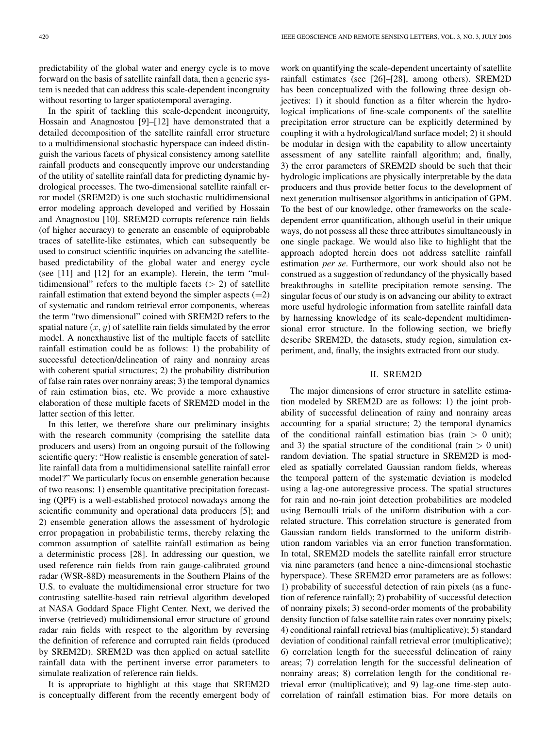predictability of the global water and energy cycle is to move forward on the basis of satellite rainfall data, then a generic system is needed that can address this scale-dependent incongruity without resorting to larger spatiotemporal averaging.

In the spirit of tackling this scale-dependent incongruity, Hossain and Anagnostou [9]–[12] have demonstrated that a detailed decomposition of the satellite rainfall error structure to a multidimensional stochastic hyperspace can indeed distinguish the various facets of physical consistency among satellite rainfall products and consequently improve our understanding of the utility of satellite rainfall data for predicting dynamic hydrological processes. The two-dimensional satellite rainfall error model (SREM2D) is one such stochastic multidimensional error modeling approach developed and verified by Hossain and Anagnostou [10]. SREM2D corrupts reference rain fields (of higher accuracy) to generate an ensemble of equiprobable traces of satellite-like estimates, which can subsequently be used to construct scientific inquiries on advancing the satellite-based predictability of the global water and energy cycle (see [11] and [12] for an example). Herein, the term "multidimensional" refers to the multiple facets ($> 2$) of satellite rainfall estimation that extend beyond the simpler aspects ($=2$) of systematic and random retrieval error components, whereas the term "two dimensional" coined with SREM2D refers to the spatial nature $(x, y)$ of satellite rain fields simulated by the error model. A nonexhaustive list of the multiple facets of satellite rainfall estimation could be as follows: 1) the probability of successful detection/delineation of rainy and nonrainy areas with coherent spatial structures; 2) the probability distribution of false rain rates over nonrainy areas; 3) the temporal dynamics of rain estimation bias, etc. We provide a more exhaustive elaboration of these multiple facets of SREM2D model in the latter section of this letter.

In this letter, we therefore share our preliminary insights with the research community (comprising the satellite data producers and users) from an ongoing pursuit of the following scientific query: "How realistic is ensemble generation of satellite rainfall data from a multidimensional satellite rainfall error model?" We particularly focus on ensemble generation because of two reasons: 1) ensemble quantitative precipitation forecasting (QPF) is a well-established protocol nowadays among the scientific community and operational data producers [5]; and 2) ensemble generation allows the assessment of hydrologic error propagation in probabilistic terms, thereby relaxing the common assumption of satellite rainfall estimation as being a deterministic process [28]. In addressing our question, we used reference rain fields from rain gauge-calibrated ground radar (WSR-88D) measurements in the Southern Plains of the U.S. to evaluate the multidimensional error structure for two contrasting satellite-based rain retrieval algorithm developed at NASA Goddard Space Flight Center. Next, we derived the inverse (retrieved) multidimensional error structure of ground radar rain fields with respect to the algorithm by reversing the definition of reference and corrupted rain fields (produced by SREM2D). SREM2D was then applied on actual satellite rainfall data with the pertinent inverse error parameters to simulate realization of reference rain fields.

It is appropriate to highlight at this stage that SREM2D is conceptually different from the recently emergent body of work on quantifying the scale-dependent uncertainty of satellite rainfall estimates (see [26]–[28], among others). SREM2D has been conceptualized with the following three design objectives: 1) it should function as a filter wherein the hydrological implications of fine-scale components of the satellite precipitation error structure can be explicitly determined by coupling it with a hydrological/land surface model; 2) it should be modular in design with the capability to allow uncertainty assessment of any satellite rainfall algorithm; and, finally, 3) the error parameters of SREM2D should be such that their hydrologic implications are physically interpretable by the data producers and thus provide better focus to the development of next generation multisensor algorithms in anticipation of GPM. To the best of our knowledge, other frameworks on the scale-dependent error quantification, although useful in their unique ways, do not possess all these three attributes simultaneously in one single package. We would also like to highlight that the approach adopted herein does not address satellite rainfall estimation *per se*. Furthermore, our work should also not be construed as a suggestion of redundancy of the physically based breakthroughs in satellite precipitation remote sensing. The singular focus of our study is on advancing our ability to extract more useful hydrologic information from satellite rainfall data by harnessing knowledge of its scale-dependent multidimensional error structure. In the following section, we briefly describe SREM2D, the datasets, study region, simulation experiment, and, finally, the insights extracted from our study.

## II. SREM2D

The major dimensions of error structure in satellite estimation modeled by SREM2D are as follows: 1) the joint probability of successful delineation of rainy and nonrainy areas accounting for a spatial structure; 2) the temporal dynamics of the conditional rainfall estimation bias (rain $>$ 0 unit); and 3) the spatial structure of the conditional (rain $>$ 0 unit) random deviation. The spatial structure in SREM2D is modeled as spatially correlated Gaussian random fields, whereas the temporal pattern of the systematic deviation is modeled using a lag-one autoregressive process. The spatial structures for rain and no-rain joint detection probabilities are modeled using Bernoulli trials of the uniform distribution with a correlated structure. This correlation structure is generated from Gaussian random fields transformed to the uniform distribution random variables via an error function transformation. In total, SREM2D models the satellite rainfall error structure via nine parameters (and hence a nine-dimensional stochastic hyperspace). These SREM2D error parameters are as follows: 1) probability of successful detection of rain pixels (as a function of reference rainfall); 2) probability of successful detection of nonrainy pixels; 3) second-order moments of the probability density function of false satellite rain rates over nonrainy pixels; 4) conditional rainfall retrieval bias (multiplicative); 5) standard deviation of conditional rainfall retrieval error (multiplicative); 6) correlation length for the successful delineation of rainy areas; 7) correlation length for the successful delineation of nonrainy areas; 8) correlation length for the conditional retrieval error (multiplicative); and 9) lag-one time-step autocorrelation of rainfall estimation bias. For more details on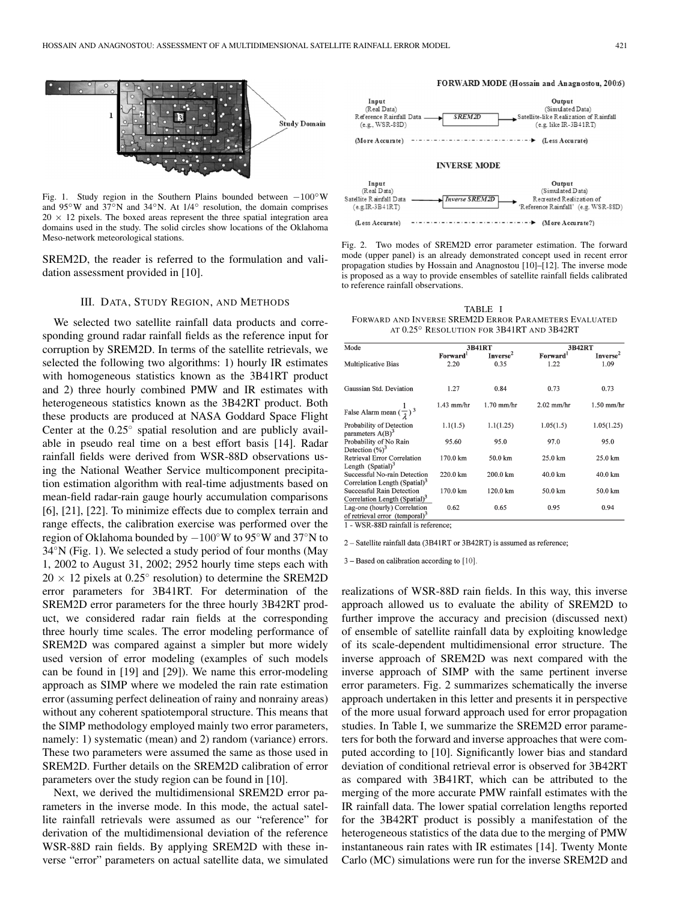Fig. 1. Study region in the Southern Plains bounded between $-100°$W and $95°$W and $37°$N and $34°$N. At $1/4°$ resolution, the domain comprises $20 \times 12$ pixels. The boxed areas represent the three spatial integration area domains used in the study. The solid circles show locations of the Oklahoma Meso-network meteorological stations.

SREM2D, the reader is referred to the formulation and validation assessment provided in [10].

## III. Data, Study Region, and Methods

We selected two satellite rainfall data products and corresponding ground radar rainfall fields as the reference input for corruption by SREM2D. In terms of the satellite retrievals, we selected the following two algorithms: 1) hourly IR estimates with homogeneous statistics known as the 3B41RT product and 2) three hourly combined PMW and IR estimates with heterogeneous statistics known as the 3B42RT product. Both these products are produced at NASA Goddard Space Flight Center at the $0.25°$ spatial resolution and are publicly available in pseudo real time on a best effort basis [14]. Radar rainfall fields were derived from WSR-88D observations using the National Weather Service multicomponent precipitation estimation algorithm with real-time adjustments based on mean-field radar-rain gauge hourly accumulation comparisons [6], [21], [22]. To minimize effects due to complex terrain and range effects, the calibration exercise was performed over the region of Oklahoma bounded by $-100°$W to $95°$W and $37°$N to $34°$N (Fig. 1). We selected a study period of four months (May 1, 2002 to August 31, 2002; 2952 hourly time steps each with $20 \times 12$ pixels at $0.25°$ resolution) to determine the SREM2D error parameters for 3B41RT. For determination of the SREM2D error parameters for the three hourly 3B42RT product, we considered radar rain fields at the corresponding three hourly time scales. The error modeling performance of SREM2D was compared against a simpler but more widely used version of error modeling (examples of such models can be found in [19] and [29]). We name this error-modeling approach as SIMP where we modeled the rain rate estimation error (assuming perfect delineation of rainy and nonrainy areas) without any coherent spatiotemporal structure. This means that the SIMP methodology employed mainly two error parameters, namely: 1) systematic (mean) and 2) random (variance) errors. These two parameters were assumed the same as those used in SREM2D. Further details on the SREM2D calibration of error parameters over the study region can be found in [10].

Next, we derived the multidimensional SREM2D error parameters in the inverse mode. In this mode, the actual satellite rainfall retrievals were assumed as our "reference" for derivation of the multidimensional deviation of the reference WSR-88D rain fields. By applying SREM2D with these inverse "error" parameters on actual satellite data, we simulated realizations of WSR-88D rain fields. In this way, this inverse approach allowed us to evaluate the ability of SREM2D to further improve the accuracy and precision (discussed next) of ensemble of satellite rainfall data by exploiting knowledge of its scale-dependent multidimensional error structure. The inverse approach of SREM2D was next compared with the inverse approach of SIMP with the same pertinent inverse error parameters. Fig. 2 summarizes schematically the inverse approach undertaken in this letter and presents it in perspective of the more usual forward approach used for error propagation studies. In Table I, we summarize the SREM2D error parameters for both the forward and inverse approaches that were computed according to [10]. Significantly lower bias and standard deviation of conditional retrieval error is observed for 3B42RT as compared with 3B41RT, which can be attributed to the merging of the more accurate PMW rainfall estimates with the IR rainfall data. The lower spatial correlation lengths reported for the 3B42RT product is possibly a manifestation of the heterogeneous statistics of the data due to the merging of PMW instantaneous rain rates with IR estimates [14]. Twenty Monte Carlo (MC) simulations were run for the inverse SREM2D and

Fig. 2. Two modes of SREM2D error parameter estimation. The forward mode (upper panel) is an already demonstrated concept used in recent error propagation studies by Hossain and Anagnostou [10]–[12]. The inverse mode is proposed as a way to provide ensembles of satellite rainfall fields calibrated to reference rainfall observations.

TABLE I
FORWARD AND INVERSE SREM2D ERROR PARAMETERS EVALUATED AT 0.25° RESOLUTION FOR 3B41RT AND 3B42RT

| Mode | 3B41RT | | 3B42RT | |
|---|---|---|---|---|
| | Forward[1] | Inverse[2] | Forward[1] | Inverse[2] |
| Multiplicative Bias | 2.20 | 0.35 | 1.22 | 1.09 |
| Gaussian Std. Deviation | 1.27 | 0.84 | 0.73 | 0.73 |
| False Alarm mean $(\frac{1}{\lambda})$[3] | 1.43 mm/hr | 1.70 mm/hr | 2.02 mm/hr | 1.50 mm/hr |
| Probability of Detection parameters A(B)[3] | 1.1(1.5) | 1.1(1.25) | 1.05(1.5) | 1.05(1.25) |
| Probability of No Rain Detection (%)[3] | 95.60 | 95.0 | 97.0 | 95.0 |
| Retrieval Error Correlation Length (Spatial)[3] | 170.0 km | 50.0 km | 25.0 km | 25.0 km |
| Successful No-rain Detection Correlation Length (Spatial)[3] | 220.0 km | 200.0 km | 40.0 km | 40.0 km |
| Successful Rain Detection Correlation Length (Spatial)[3] | 170.0 km | 120.0 km | 50.0 km | 50.0 km |
| Lag-one (hourly) Correlation of retrieval error (temporal)[3] | 0.62 | 0.65 | 0.95 | 0.94 |

1 - WSR-88D rainfall is reference;

2 – Satellite rainfall data (3B41RT or 3B42RT) is assumed as reference;

3 – Based on calibration according to [10].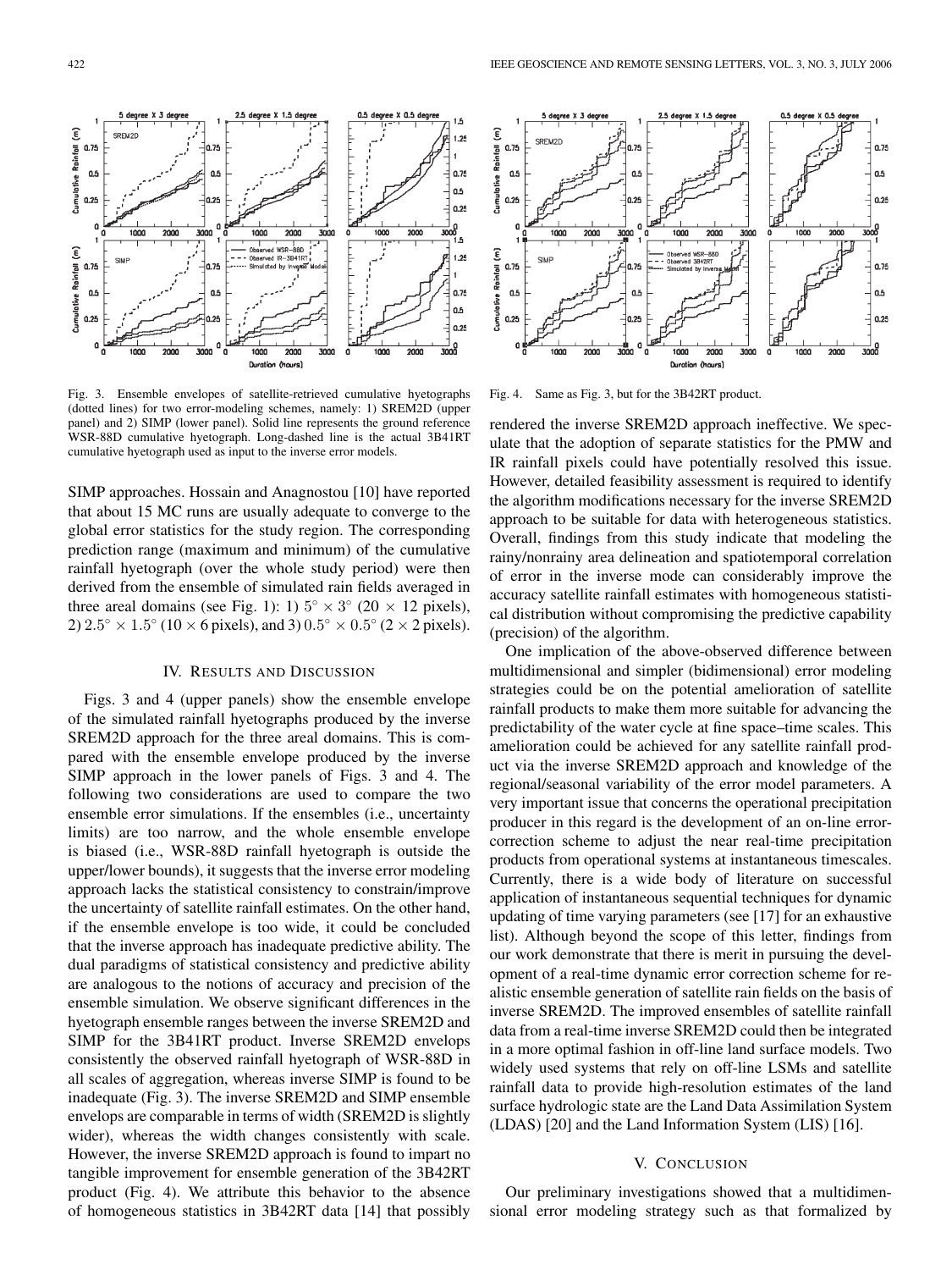Fig. 3. Ensemble envelopes of satellite-retrieved cumulative hyetographs (dotted lines) for two error-modeling schemes, namely: 1) SREM2D (upper panel) and 2) SIMP (lower panel). Solid line represents the ground reference WSR-88D cumulative hyetograph. Long-dashed line is the actual 3B41RT cumulative hyetograph used as input to the inverse error models.

Fig. 4. Same as Fig. 3, but for the 3B42RT product.

SIMP approaches. Hossain and Anagnostou [10] have reported that about 15 MC runs are usually adequate to converge to the global error statistics for the study region. The corresponding prediction range (maximum and minimum) of the cumulative rainfall hyetograph (over the whole study period) were then derived from the ensemble of simulated rain fields averaged in three areal domains (see Fig. 1): 1) $5^\circ \times 3^\circ$ ($20 \times 12$ pixels), 2) $2.5^\circ \times 1.5^\circ$ ($10 \times 6$ pixels), and 3) $0.5^\circ \times 0.5^\circ$ ($2 \times 2$ pixels).

## IV. Results and Discussion

Figs. 3 and 4 (upper panels) show the ensemble envelope of the simulated rainfall hyetographs produced by the inverse SREM2D approach for the three areal domains. This is compared with the ensemble envelope produced by the inverse SIMP approach in the lower panels of Figs. 3 and 4. The following two considerations are used to compare the two ensemble error simulations. If the ensembles (i.e., uncertainty limits) are too narrow, and the whole ensemble envelope is biased (i.e., WSR-88D rainfall hyetograph is outside the upper/lower bounds), it suggests that the inverse error modeling approach lacks the statistical consistency to constrain/improve the uncertainty of satellite rainfall estimates. On the other hand, if the ensemble envelope is too wide, it could be concluded that the inverse approach has inadequate predictive ability. The dual paradigms of statistical consistency and predictive ability are analogous to the notions of accuracy and precision of the ensemble simulation. We observe significant differences in the hyetograph ensemble ranges between the inverse SREM2D and SIMP for the 3B41RT product. Inverse SREM2D envelops consistently the observed rainfall hyetograph of WSR-88D in all scales of aggregation, whereas inverse SIMP is found to be inadequate (Fig. 3). The inverse SREM2D and SIMP ensemble envelops are comparable in terms of width (SREM2D is slightly wider), whereas the width changes consistently with scale. However, the inverse SREM2D approach is found to impart no tangible improvement for ensemble generation of the 3B42RT product (Fig. 4). We attribute this behavior to the absence of homogeneous statistics in 3B42RT data [14] that possibly rendered the inverse SREM2D approach ineffective. We speculate that the adoption of separate statistics for the PMW and IR rainfall pixels could have potentially resolved this issue. However, detailed feasibility assessment is required to identify the algorithm modifications necessary for the inverse SREM2D approach to be suitable for data with heterogeneous statistics. Overall, findings from this study indicate that modeling the rainy/nonrainy area delineation and spatiotemporal correlation of error in the inverse mode can considerably improve the accuracy satellite rainfall estimates with homogeneous statistical distribution without compromising the predictive capability (precision) of the algorithm.

One implication of the above-observed difference between multidimensional and simpler (bidimensional) error modeling strategies could be on the potential amelioration of satellite rainfall products to make them more suitable for advancing the predictability of the water cycle at fine space–time scales. This amelioration could be achieved for any satellite rainfall product via the inverse SREM2D approach and knowledge of the regional/seasonal variability of the error model parameters. A very important issue that concerns the operational precipitation producer in this regard is the development of an on-line error-correction scheme to adjust the near real-time precipitation products from operational systems at instantaneous timescales. Currently, there is a wide body of literature on successful application of instantaneous sequential techniques for dynamic updating of time varying parameters (see [17] for an exhaustive list). Although beyond the scope of this letter, findings from our work demonstrate that there is merit in pursuing the development of a real-time dynamic error correction scheme for realistic ensemble generation of satellite rain fields on the basis of inverse SREM2D. The improved ensembles of satellite rainfall data from a real-time inverse SREM2D could then be integrated in a more optimal fashion in off-line land surface models. Two widely used systems that rely on off-line LSMs and satellite rainfall data to provide high-resolution estimates of the land surface hydrologic state are the Land Data Assimilation System (LDAS) [20] and the Land Information System (LIS) [16].

## V. Conclusion

Our preliminary investigations showed that a multidimensional error modeling strategy such as that formalized by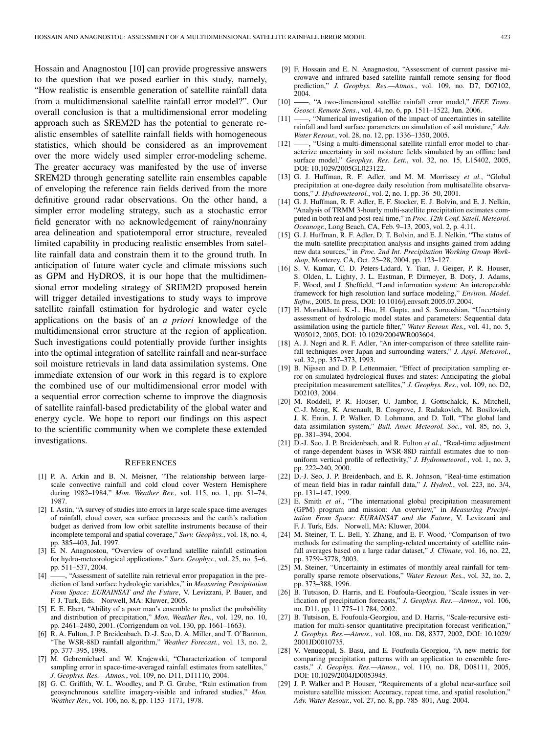Hossain and Anagnostou [10] can provide progressive answers to the question that we posed earlier in this study, namely, "How realistic is ensemble generation of satellite rainfall data from a multidimensional satellite rainfall error model?". Our overall conclusion is that a multidimensional error modeling approach such as SREM2D has the potential to generate realistic ensembles of satellite rainfall fields with homogeneous statistics, which should be considered as an improvement over the more widely used simpler error-modeling scheme. The greater accuracy was manifested by the use of inverse SREM2D through generating satellite rain ensembles capable of enveloping the reference rain fields derived from the more definitive ground radar observations. On the other hand, a simpler error modeling strategy, such as a stochastic error field generator with no acknowledgement of rainy/nonrainy area delineation and spatiotemporal error structure, revealed limited capability in producing realistic ensembles from satellite rainfall data and constrain them it to the ground truth. In anticipation of future water cycle and climate missions such as GPM and HyDROS, it is our hope that the multidimensional error modeling strategy of SREM2D proposed herein will trigger detailed investigations to study ways to improve satellite rainfall estimation for hydrologic and water cycle applications on the basis of an *a priori* knowledge of the multidimensional error structure at the region of application. Such investigations could potentially provide further insights into the optimal integration of satellite rainfall and near-surface soil moisture retrievals in land data assimilation systems. One immediate extension of our work in this regard is to explore the combined use of our multidimensional error model with a sequential error correction scheme to improve the diagnosis of satellite rainfall-based predictability of the global water and energy cycle. We hope to report our findings on this aspect to the scientific community when we complete these extended investigations.

## References

[1] P. A. Arkin and B. N. Meisner, "The relationship between large-scale convective rainfall and cold cloud cover Western Hemisphere during 1982–1984," *Mon. Weather Rev.*, vol. 115, no. 1, pp. 51–74, 1987.

[2] I. Astin, "A survey of studies into errors in large scale space-time averages of rainfall, cloud cover, sea surface processes and the earth's radiation budget as derived from low orbit satellite instruments because of their incomplete temporal and spatial coverage," *Surv. Geophys.*, vol. 18, no. 4, pp. 385–403, Jul. 1997.

[3] E. N. Anagnostou, "Overview of overland satellite rainfall estimation for hydro-meteorological applications," *Surv. Geophys.*, vol. 25, no. 5–6, pp. 511–537, 2004.

[4] ——, "Assessment of satellite rain retrieval error propagation in the prediction of land surface hydrologic variables," in *Measuring Precipitation From Space: EURAINSAT and the Future*, V. Levizzani, P. Bauer, and F. J. Turk, Eds. Norwell, MA: Kluwer, 2005.

[5] E. E. Ebert, "Ability of a poor man's ensemble to predict the probability and distribution of precipitation," *Mon. Weather Rev.*, vol. 129, no. 10, pp. 2461–2480, 2001. (Corrigendum on vol. 130, pp. 1661–1663).

[6] R. A. Fulton, J. P. Breidenbach, D.-J. Seo, D. A. Miller, and T. O'Bannon, "The WSR-88D rainfall algorithm," *Weather Forecast.*, vol. 13, no. 2, pp. 377–395, 1998.

[7] M. Gebremichael and W. Krajewski, "Characterization of temporal sampling error in space-time-averaged rainfall estimates from satellites," *J. Geophys. Res.—Atmos.*, vol. 109, no. D11, D11110, 2004.

[8] G. C. Griffith, W. L. Woodley, and P. G. Grube, "Rain estimation from geosynchronous satellite imagery-visible and infrared studies," *Mon. Weather Rev.*, vol. 106, no. 8, pp. 1153–1171, 1978.

[9] F. Hossain and E. N. Anagnostou, "Assessment of current passive microwave and infrared based satellite rainfall remote sensing for flood prediction," *J. Geophys. Res.—Atmos.*, vol. 109, no. D7, D07102, 2004.

[10] ——, "A two-dimensional satellite rainfall error model," *IEEE Trans. Geosci. Remote Sens.*, vol. 44, no. 6, pp. 1511–1522, Jun. 2006.

[11] ——, "Numerical investigation of the impact of uncertainties in satellite rainfall and land surface parameters on simulation of soil moisture," *Adv. Water Resour.*, vol. 28, no. 12, pp. 1336–1350, 2005.

[12] ——, "Using a multi-dimensional satellite rainfall error model to characterize uncertainty in soil moisture fields simulated by an offline land surface model," *Geophys. Res. Lett.*, vol. 32, no. 15, L15402, 2005, DOI: 10.1029/2005GL023122.

[13] G. J. Huffman, R. F. Adler, and M. M. Morrissey *et al.*, "Global precipitation at one-degree daily resolution from multisatellite observations," *J. Hydrometeorol.*, vol. 2, no. 1, pp. 36–50, 2001.

[14] G. J. Huffman, R. F. Adler, E. F. Stocker, E. J. Bolvin, and E. J. Nelkin, "Analysis of TRMM 3-hourly multi-satellite precipitation estimates computed in both real and post-real time," in *Proc. 12th Conf. Satell. Meteorol. Oceanogr.*, Long Beach, CA, Feb. 9–13, 2003, vol. 2, p. 4.11.

[15] G. J. Huffman, R. F. Adler, D. T. Bolvin, and E. J. Nelkin, "The status of the multi-satellite precipitation analysis and insights gained from adding new data sources," in *Proc. 2nd Int. Precipitation Working Group Workshop*, Monterey, CA, Oct. 25–28, 2004, pp. 123–127.

[16] S. V. Kumar, C. D. Peters-Lidard, Y. Tian, J. Geiger, P. R. Houser, S. Olden, L. Lighty, J. L. Eastman, P. Dirmeyer, B. Doty, J. Adams, E. Wood, and J. Sheffield, "Land information system: An interoperable framework for high resolution land surface modeling," *Environ. Model. Softw.*, 2005. In press, DOI: 10.1016/j.envsoft.2005.07.2004.

[17] H. Moradkhani, K.-L. Hsu, H. Gupta, and S. Sorooshian, "Uncertainty assessment of hydrologic model states and parameters: Sequential data assimilation using the particle filter," *Water Resour. Res.*, vol. 41, no. 5, W05012, 2005, DOI: 10.1029/2004WR003604.

[18] A. J. Negri and R. F. Adler, "An inter-comparison of three satellite rainfall techniques over Japan and surrounding waters," *J. Appl. Meteorol.*, vol. 32, pp. 357–373, 1993.

[19] B. Nijssen and D. P. Lettenmaier, "Effect of precipitation sampling error on simulated hydrological fluxes and states: Anticipating the global precipitation measurement satellites," *J. Geophys. Res.*, vol. 109, no. D2, D02103, 2004.

[20] M. Roddell, P. R. Houser, U. Jambor, J. Gottschalck, K. Mitchell, C.-J. Meng, K. Arsenault, B. Cosgrove, J. Radakovich, M. Bosilovich, J. K. Entin, J. P. Walker, D. Lohmann, and D. Toll, "The global land data assimilation system," *Bull. Amer. Meteorol. Soc.*, vol. 85, no. 3, pp. 381–394, 2004.

[21] D.-J. Seo, J. P. Breidenbach, and R. Fulton *et al.*, "Real-time adjustment of range-dependent biases in WSR-88D rainfall estimates due to nonuniform vertical profile of reflectivity," *J. Hydrometeorol.*, vol. 1, no. 3, pp. 222–240, 2000.

[22] D.-J. Seo, J. P. Breidenbach, and E. R. Johnson, "Real-time estimation of mean field bias in radar rainfall data," *J. Hydrol.*, vol. 223, no. 3/4, pp. 131–147, 1999.

[23] E. Smith *et al.*, "The international global precipitation measurement (GPM) program and mission: An overview," in *Measuring Precipitation From Space: EURAINSAT and the Future*, V. Levizzani and F. J. Turk, Eds. Norwell, MA: Kluwer, 2004.

[24] M. Steiner, T. L. Bell, Y. Zhang, and E. F. Wood, "Comparison of two methods for estimating the sampling-related uncertainty of satellite rainfall averages based on a large radar dataset," *J. Climate*, vol. 16, no. 22, pp. 3759–3778, 2003.

[25] M. Steiner, "Uncertainty in estimates of monthly areal rainfall for temporally sparse remote observations," *Water Resour. Res.*, vol. 32, no. 2, pp. 373–388, 1996.

[26] B. Tutsison, D. Harris, and E. Foufoula-Georgiou, "Scale issues in verification of precipitation forecasts," *J. Geophys. Res.—Atmos.*, vol. 106, no. D11, pp. 11 775–11 784, 2002.

[27] B. Tutsison, E. Foufoula-Georgiou, and D. Harris, "Scale-recursive estimation for multi-sensor quantitative precipitation forecast verification," *J. Geophys. Res.—Atmos.*, vol. 108, no. D8, 8377, 2002, DOI: 10.1029/2001JD0010735.

[28] V. Venugopal, S. Basu, and E. Foufoula-Georgiou, "A new metric for comparing precipitation patterns with an application to ensemble forecasts," *J. Geophys. Res.—Atmos.*, vol. 110, no. D8, D08111, 2005, DOI: 10.1029/2004JD0053945.

[29] J. P. Walker and P. Houser, "Requirements of a global near-surface soil moisture satellite mission: Accuracy, repeat time, and spatial resolution," *Adv. Water Resour.*, vol. 27, no. 8, pp. 785–801, Aug. 2004.